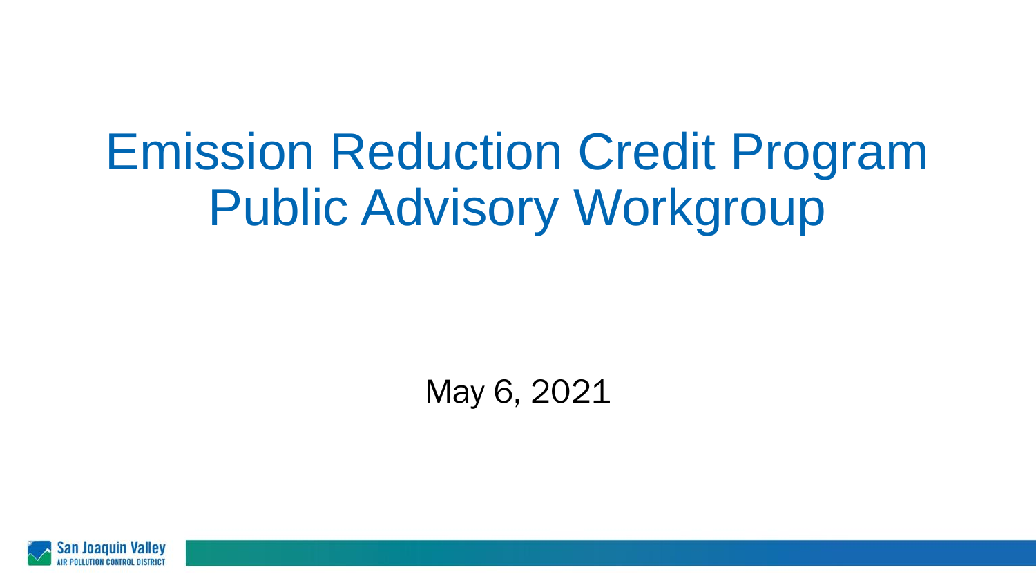# Emission Reduction Credit Program Public Advisory Workgroup

May 6, 2021

San Joaquin Valley
AIR POLLUTION CONTROL DISTRICT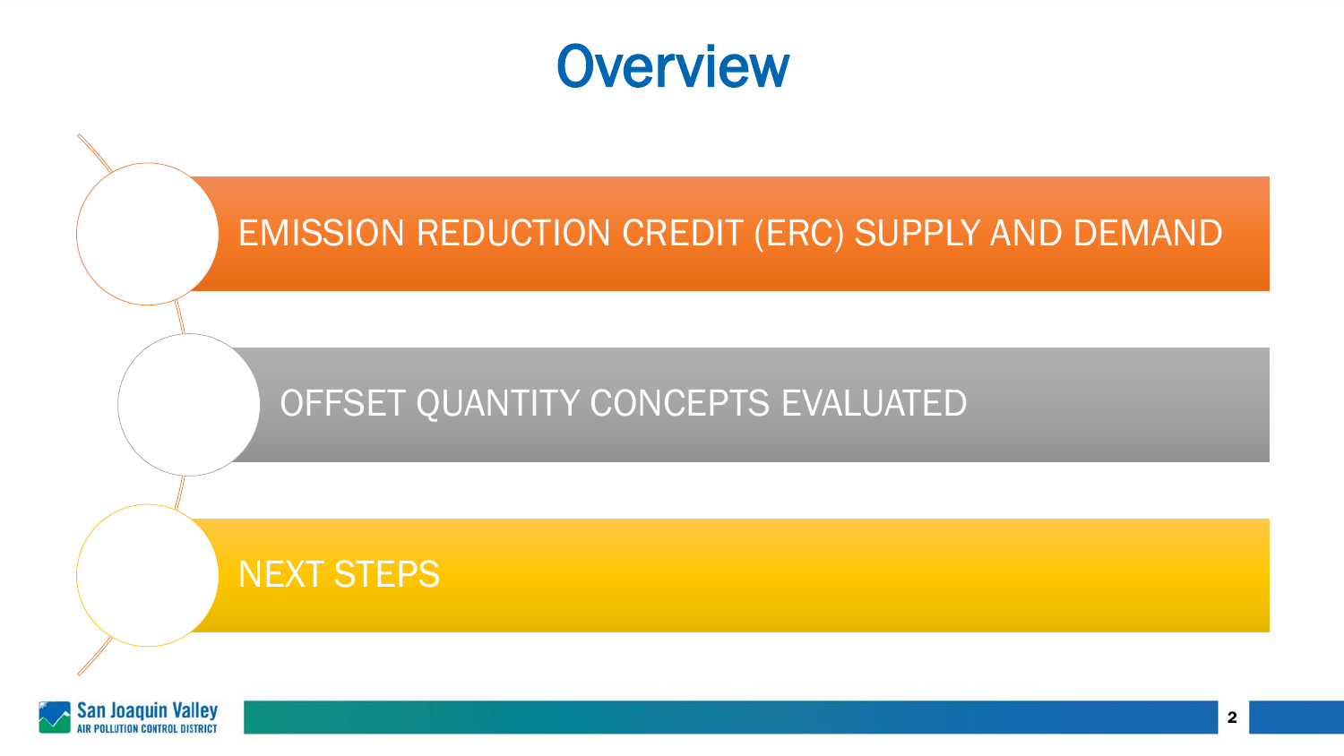# Overview

- EMISSION REDUCTION CREDIT (ERC) SUPPLY AND DEMAND
- OFFSET QUANTITY CONCEPTS EVALUATED
- NEXT STEPS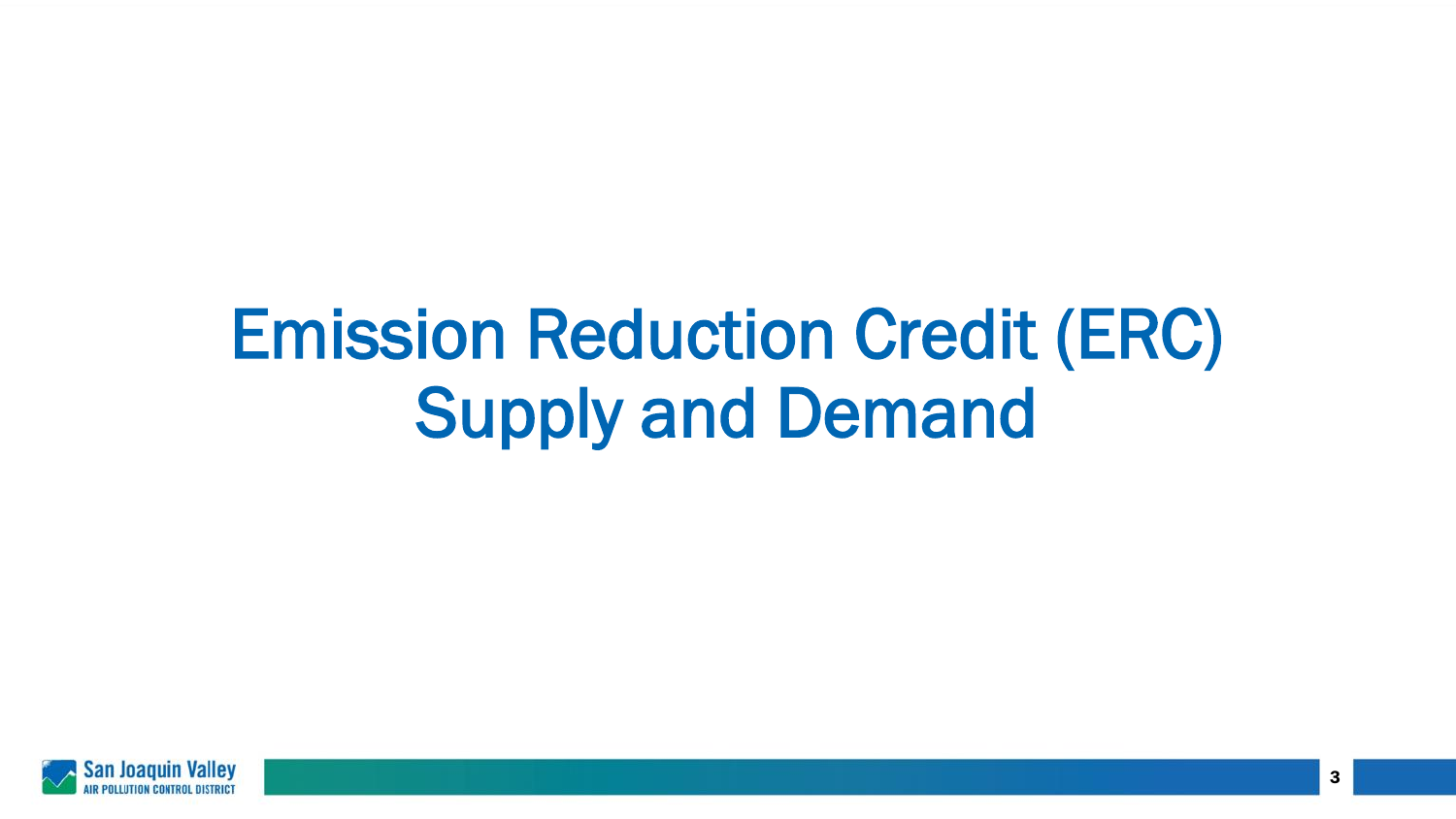# Emission Reduction Credit (ERC) Supply and Demand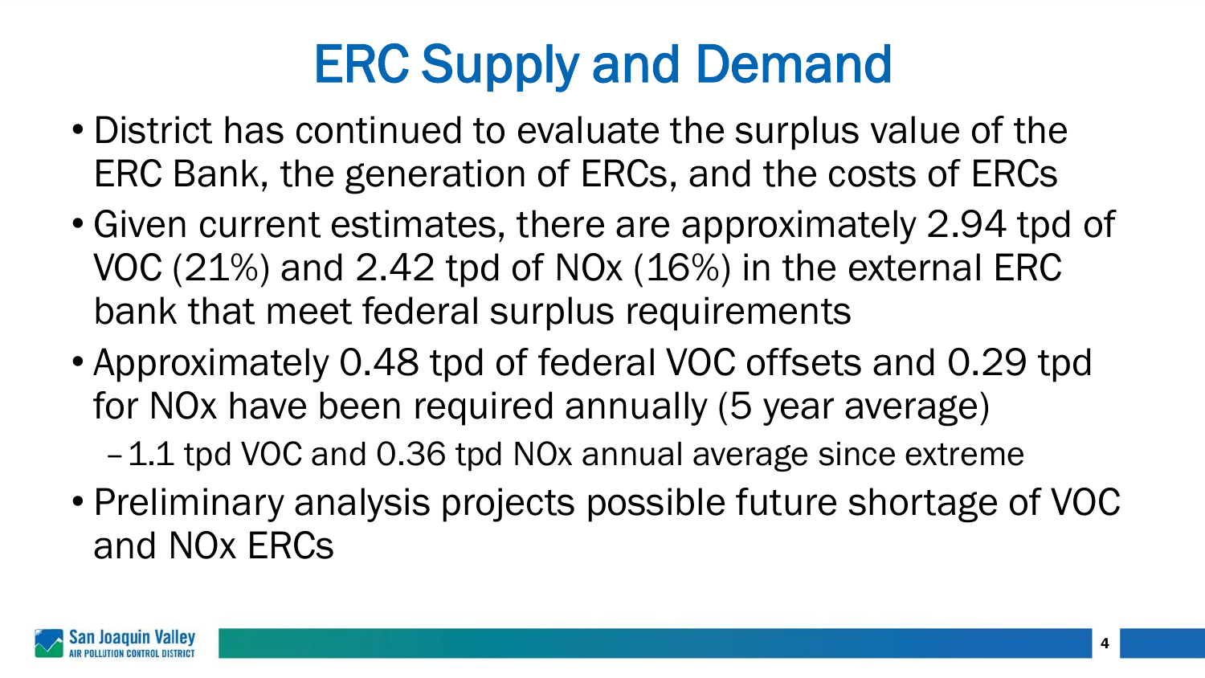# ERC Supply and Demand

- District has continued to evaluate the surplus value of the ERC Bank, the generation of ERCs, and the costs of ERCs
- Given current estimates, there are approximately 2.94 tpd of VOC (21%) and 2.42 tpd of NOx (16%) in the external ERC bank that meet federal surplus requirements
- Approximately 0.48 tpd of federal VOC offsets and 0.29 tpd for NOx have been required annually (5 year average)
  - 1.1 tpd VOC and 0.36 tpd NOx annual average since extreme
- Preliminary analysis projects possible future shortage of VOC and NOx ERCs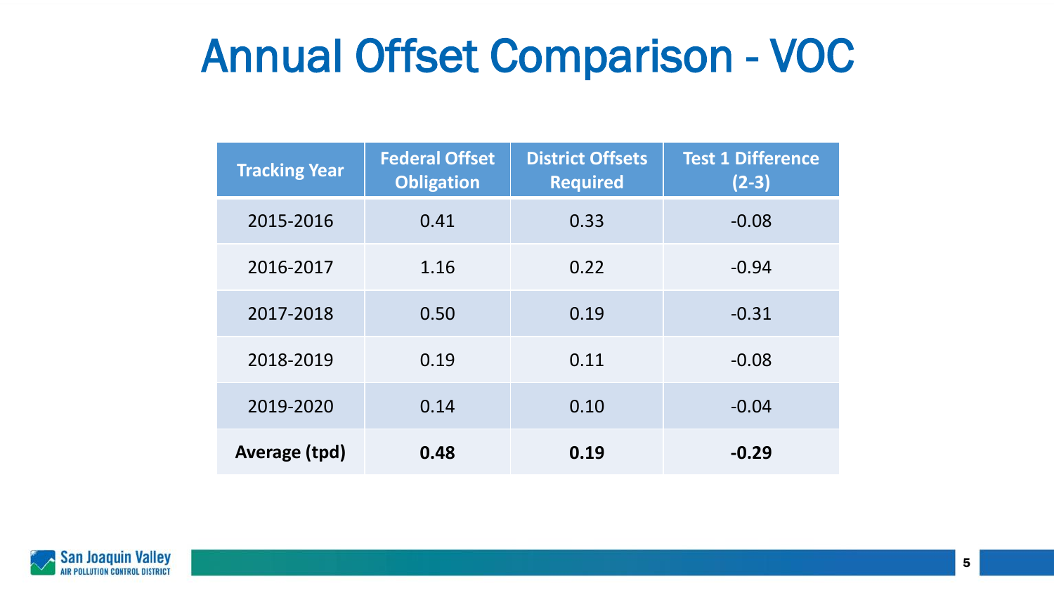# Annual Offset Comparison - VOC

| Tracking Year | Federal Offset Obligation | District Offsets Required | Test 1 Difference (2-3) |
|---|---|---|---|
| 2015-2016 | 0.41 | 0.33 | -0.08 |
| 2016-2017 | 1.16 | 0.22 | -0.94 |
| 2017-2018 | 0.50 | 0.19 | -0.31 |
| 2018-2019 | 0.19 | 0.11 | -0.08 |
| 2019-2020 | 0.14 | 0.10 | -0.04 |
| **Average (tpd)** | **0.48** | **0.19** | **-0.29** |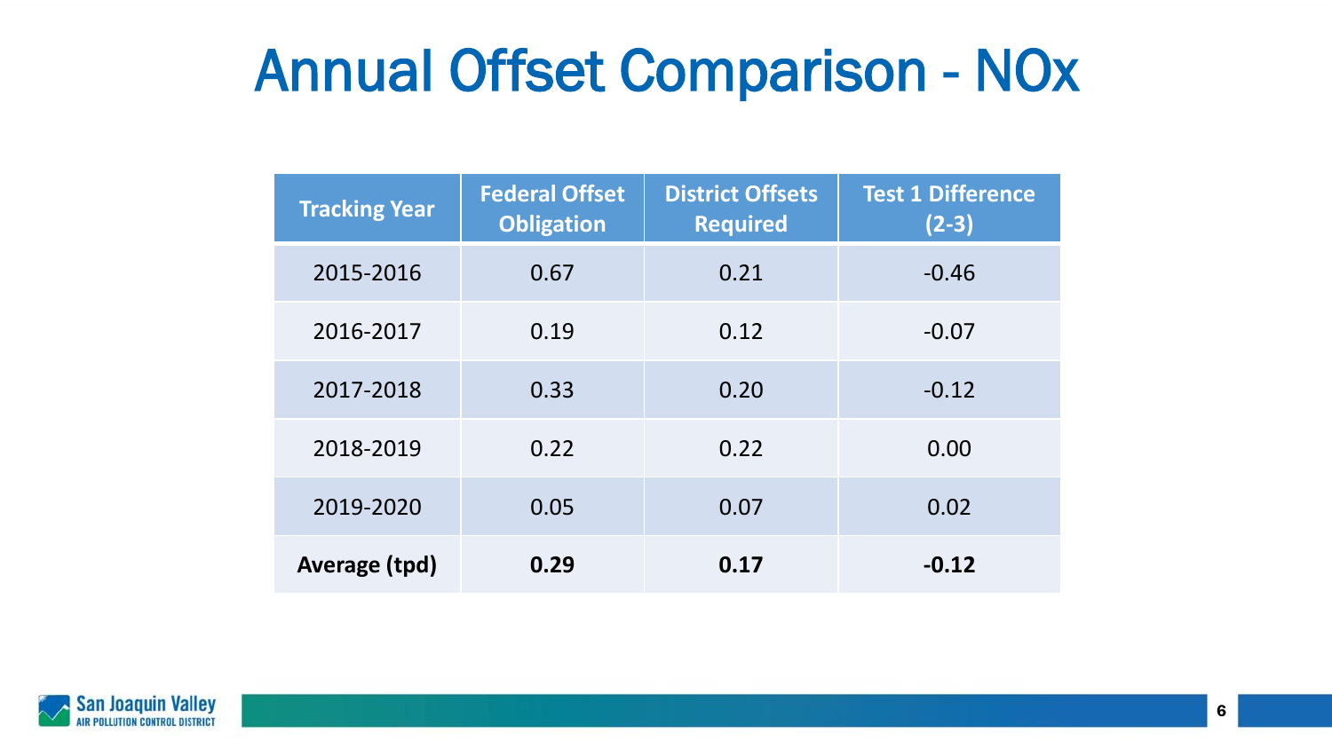# Annual Offset Comparison - NOx

| Tracking Year | Federal Offset Obligation | District Offsets Required | Test 1 Difference (2-3) |
|---|---|---|---|
| 2015-2016 | 0.67 | 0.21 | -0.46 |
| 2016-2017 | 0.19 | 0.12 | -0.07 |
| 2017-2018 | 0.33 | 0.20 | -0.12 |
| 2018-2019 | 0.22 | 0.22 | 0.00 |
| 2019-2020 | 0.05 | 0.07 | 0.02 |
| **Average (tpd)** | **0.29** | **0.17** | **-0.12** |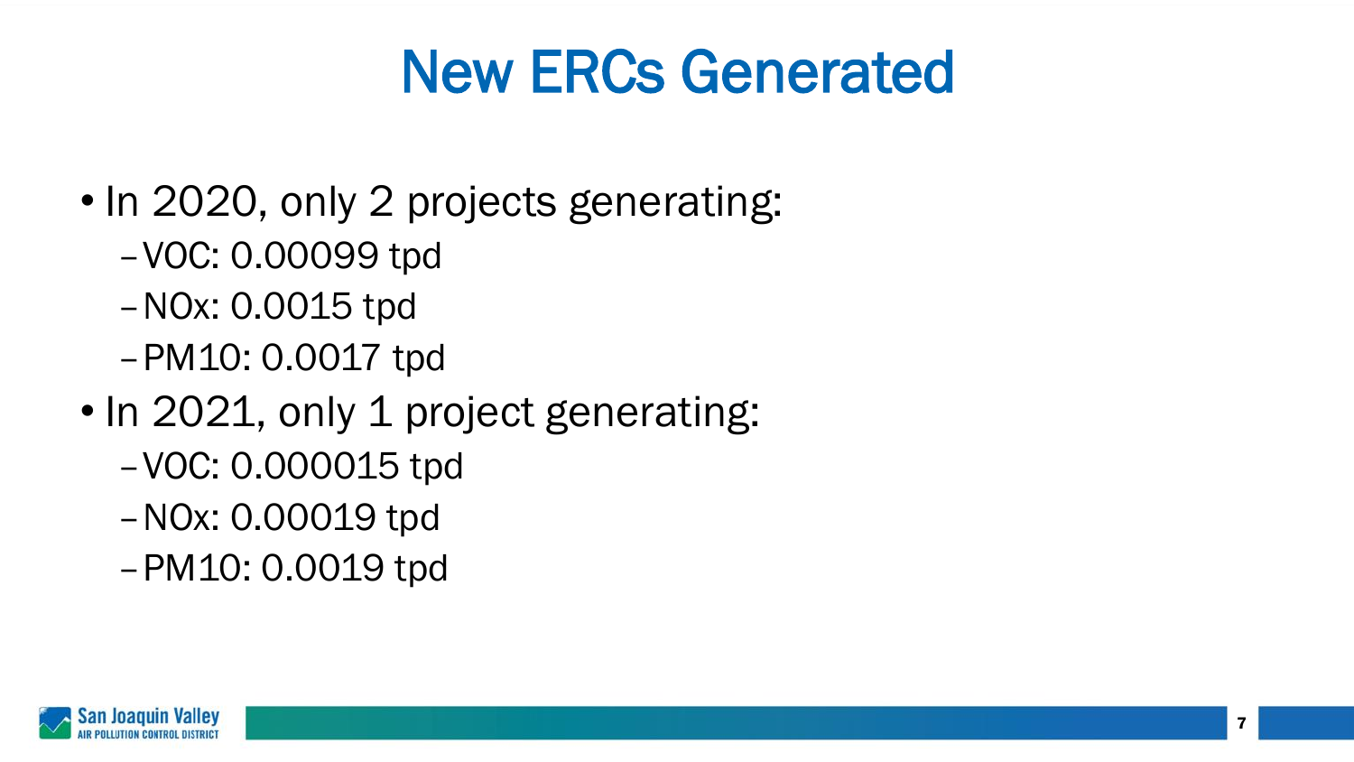# New ERCs Generated

- In 2020, only 2 projects generating:
  - VOC: 0.00099 tpd
  - NOx: 0.0015 tpd
  - PM10: 0.0017 tpd
- In 2021, only 1 project generating:
  - VOC: 0.000015 tpd
  - NOx: 0.00019 tpd
  - PM10: 0.0019 tpd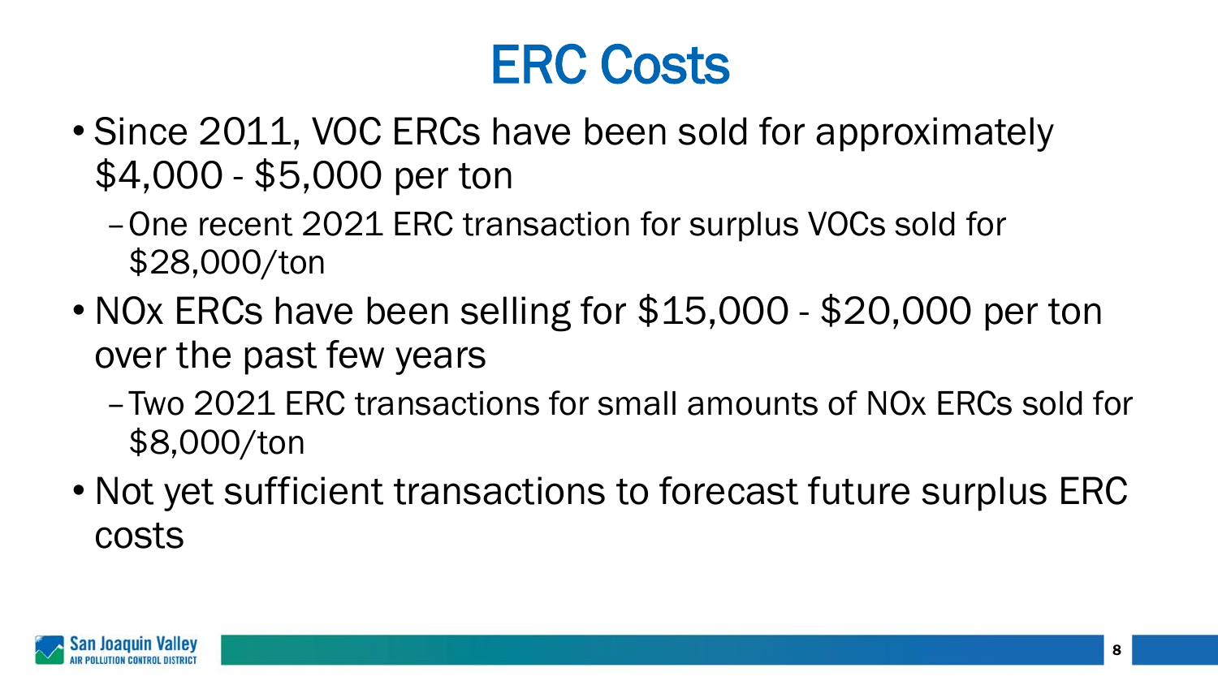# ERC Costs

- Since 2011, VOC ERCs have been sold for approximately $4,000 - $5,000 per ton
  - One recent 2021 ERC transaction for surplus VOCs sold for $28,000/ton
- NOx ERCs have been selling for $15,000 - $20,000 per ton over the past few years
  - Two 2021 ERC transactions for small amounts of NOx ERCs sold for $8,000/ton
- Not yet sufficient transactions to forecast future surplus ERC costs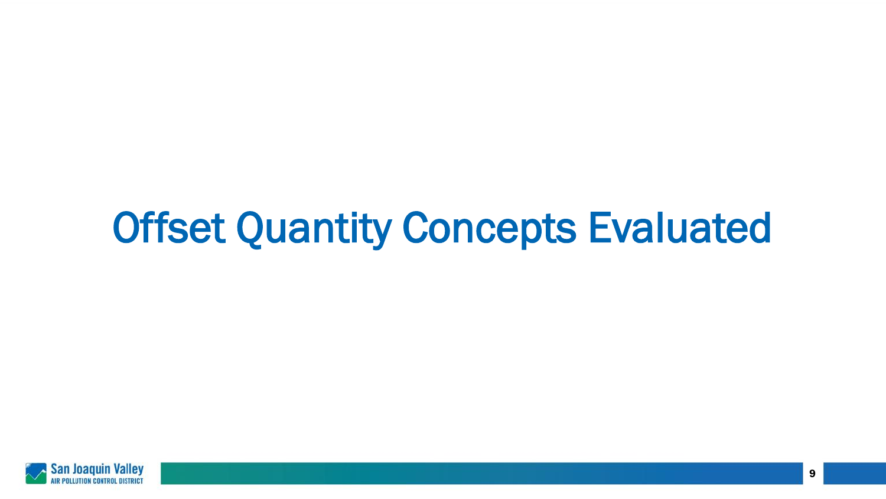# Offset Quantity Concepts Evaluated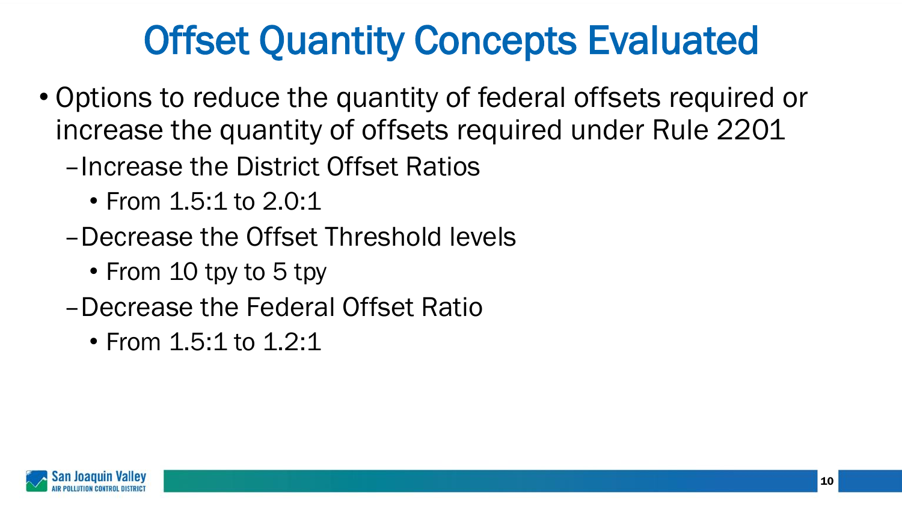# Offset Quantity Concepts Evaluated

- Options to reduce the quantity of federal offsets required or increase the quantity of offsets required under Rule 2201
  - Increase the District Offset Ratios
    - From 1.5:1 to 2.0:1
  - Decrease the Offset Threshold levels
    - From 10 tpy to 5 tpy
  - Decrease the Federal Offset Ratio
    - From 1.5:1 to 1.2:1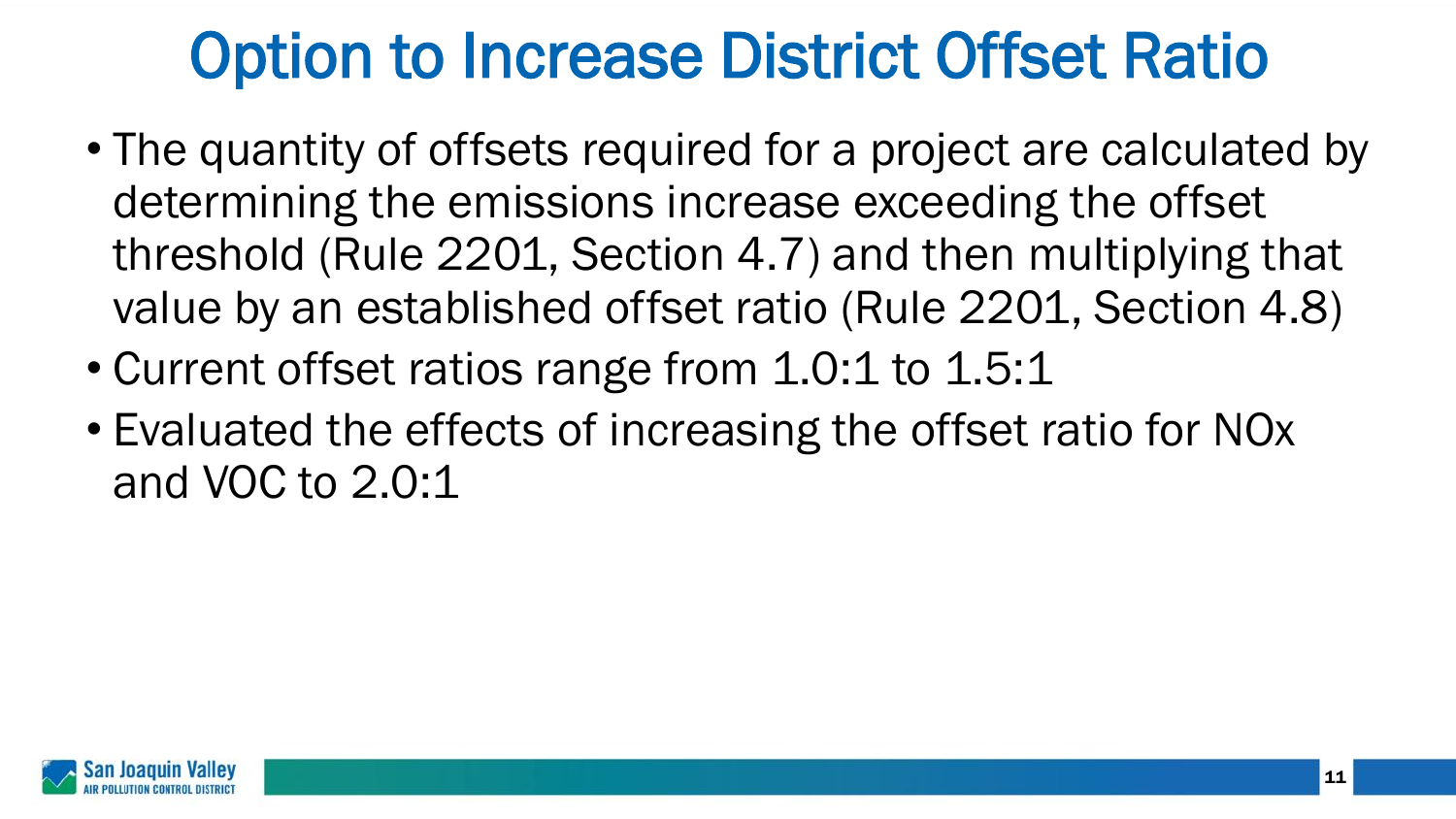# Option to Increase District Offset Ratio

- The quantity of offsets required for a project are calculated by determining the emissions increase exceeding the offset threshold (Rule 2201, Section 4.7) and then multiplying that value by an established offset ratio (Rule 2201, Section 4.8)
- Current offset ratios range from 1.0:1 to 1.5:1
- Evaluated the effects of increasing the offset ratio for NOx and VOC to 2.0:1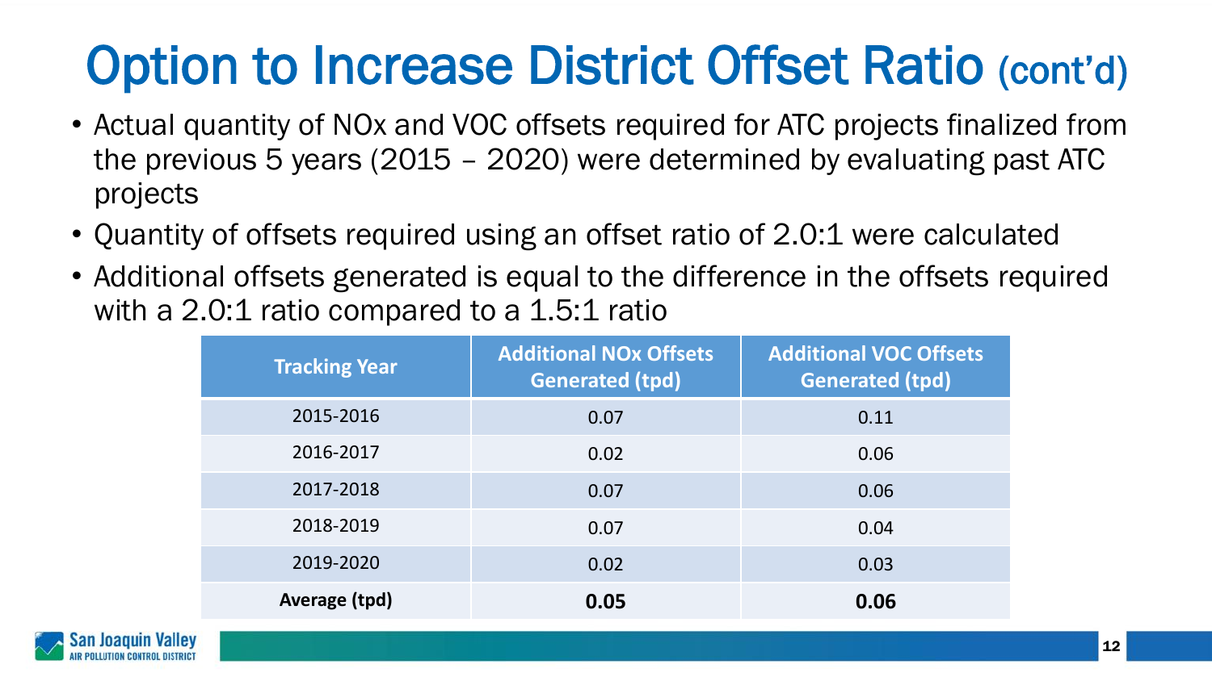# Option to Increase District Offset Ratio (cont'd)

- Actual quantity of NOx and VOC offsets required for ATC projects finalized from the previous 5 years (2015 – 2020) were determined by evaluating past ATC projects
- Quantity of offsets required using an offset ratio of 2.0:1 were calculated
- Additional offsets generated is equal to the difference in the offsets required with a 2.0:1 ratio compared to a 1.5:1 ratio

| Tracking Year | Additional NOx Offsets Generated (tpd) | Additional VOC Offsets Generated (tpd) |
|---|---|---|
| 2015-2016 | 0.07 | 0.11 |
| 2016-2017 | 0.02 | 0.06 |
| 2017-2018 | 0.07 | 0.06 |
| 2018-2019 | 0.07 | 0.04 |
| 2019-2020 | 0.02 | 0.03 |
| **Average (tpd)** | **0.05** | **0.06** |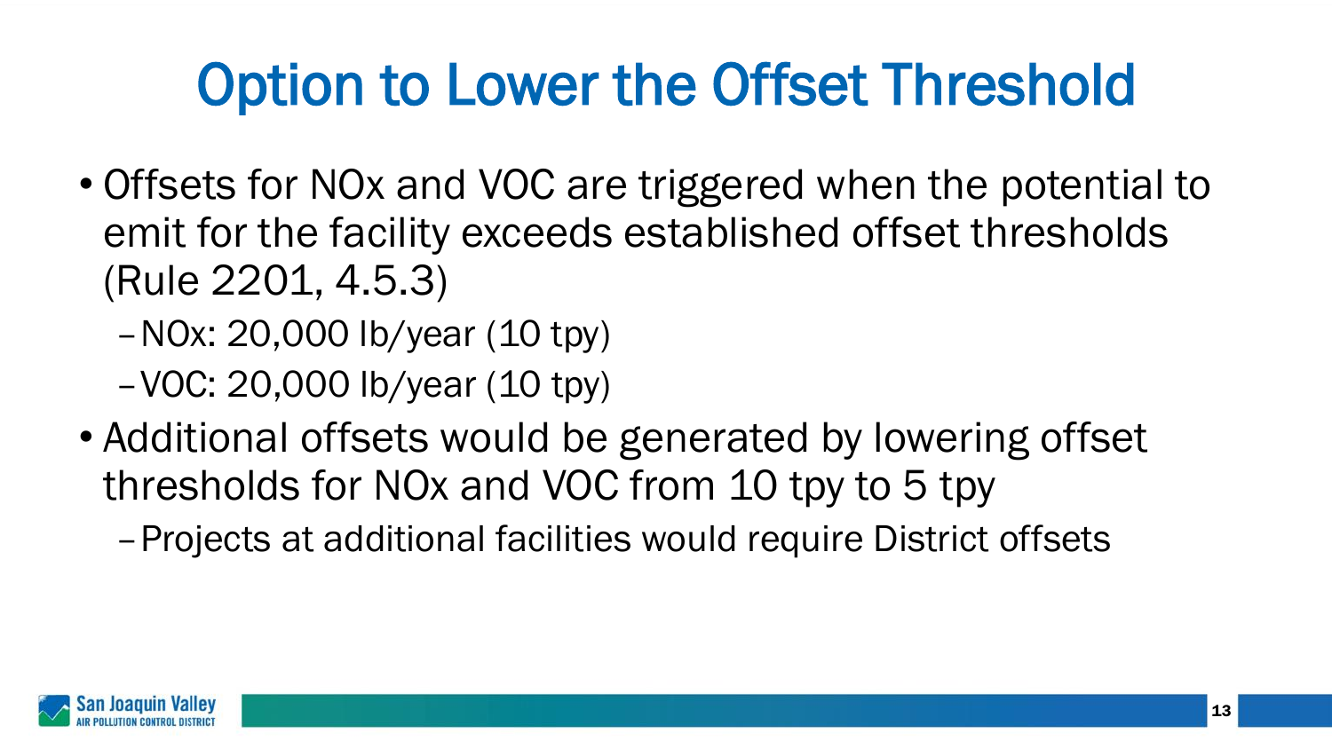# Option to Lower the Offset Threshold

- Offsets for NOx and VOC are triggered when the potential to emit for the facility exceeds established offset thresholds (Rule 2201, 4.5.3)
  - NOx: 20,000 lb/year (10 tpy)
  - VOC: 20,000 lb/year (10 tpy)
- Additional offsets would be generated by lowering offset thresholds for NOx and VOC from 10 tpy to 5 tpy
  - Projects at additional facilities would require District offsets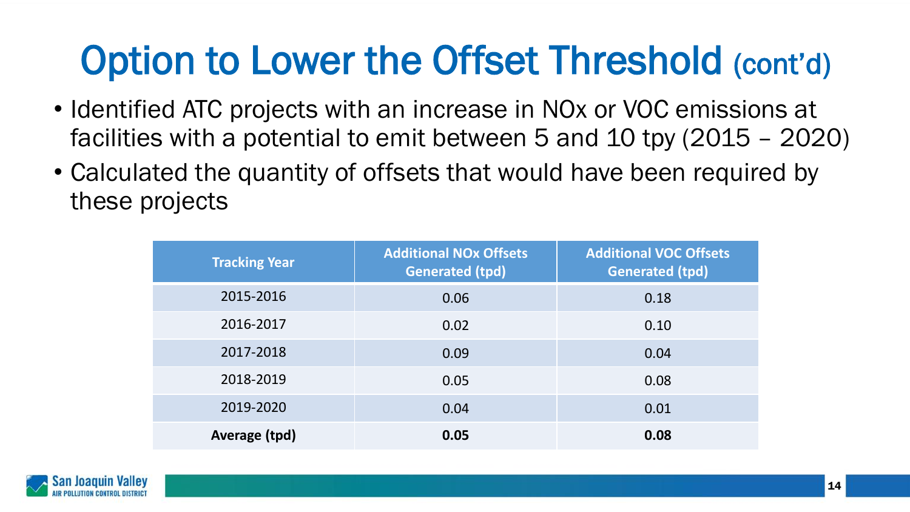# Option to Lower the Offset Threshold (cont'd)

- Identified ATC projects with an increase in NOx or VOC emissions at facilities with a potential to emit between 5 and 10 tpy (2015 – 2020)
- Calculated the quantity of offsets that would have been required by these projects

| Tracking Year | Additional NOx Offsets Generated (tpd) | Additional VOC Offsets Generated (tpd) |
|---|---|---|
| 2015-2016 | 0.06 | 0.18 |
| 2016-2017 | 0.02 | 0.10 |
| 2017-2018 | 0.09 | 0.04 |
| 2018-2019 | 0.05 | 0.08 |
| 2019-2020 | 0.04 | 0.01 |
| **Average (tpd)** | **0.05** | **0.08** |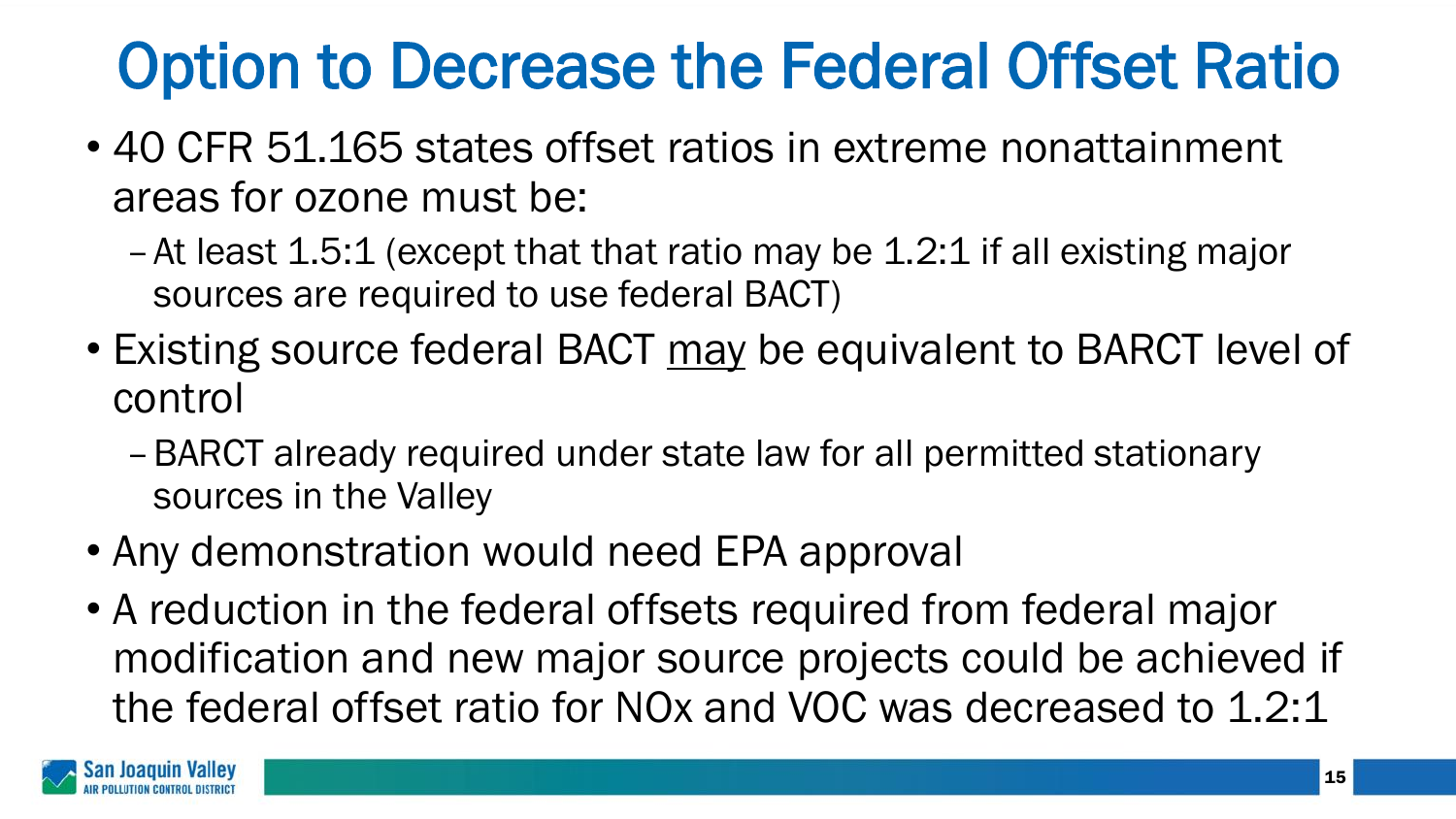# Option to Decrease the Federal Offset Ratio

- 40 CFR 51.165 states offset ratios in extreme nonattainment areas for ozone must be:
  - At least 1.5:1 (except that that ratio may be 1.2:1 if all existing major sources are required to use federal BACT)
- Existing source federal BACT <u>may</u> be equivalent to BARCT level of control
  - BARCT already required under state law for all permitted stationary sources in the Valley
- Any demonstration would need EPA approval
- A reduction in the federal offsets required from federal major modification and new major source projects could be achieved if the federal offset ratio for NOx and VOC was decreased to 1.2:1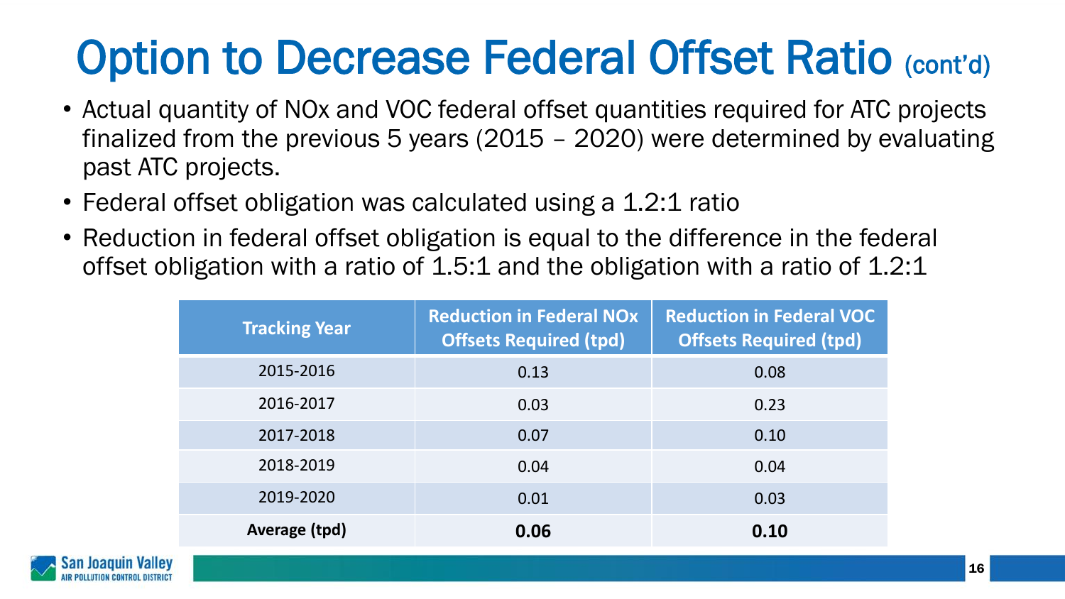# Option to Decrease Federal Offset Ratio (cont'd)

- Actual quantity of NOx and VOC federal offset quantities required for ATC projects finalized from the previous 5 years (2015 – 2020) were determined by evaluating past ATC projects.
- Federal offset obligation was calculated using a 1.2:1 ratio
- Reduction in federal offset obligation is equal to the difference in the federal offset obligation with a ratio of 1.5:1 and the obligation with a ratio of 1.2:1

| Tracking Year | Reduction in Federal NOx Offsets Required (tpd) | Reduction in Federal VOC Offsets Required (tpd) |
|---|---|---|
| 2015-2016 | 0.13 | 0.08 |
| 2016-2017 | 0.03 | 0.23 |
| 2017-2018 | 0.07 | 0.10 |
| 2018-2019 | 0.04 | 0.04 |
| 2019-2020 | 0.01 | 0.03 |
| **Average (tpd)** | **0.06** | **0.10** |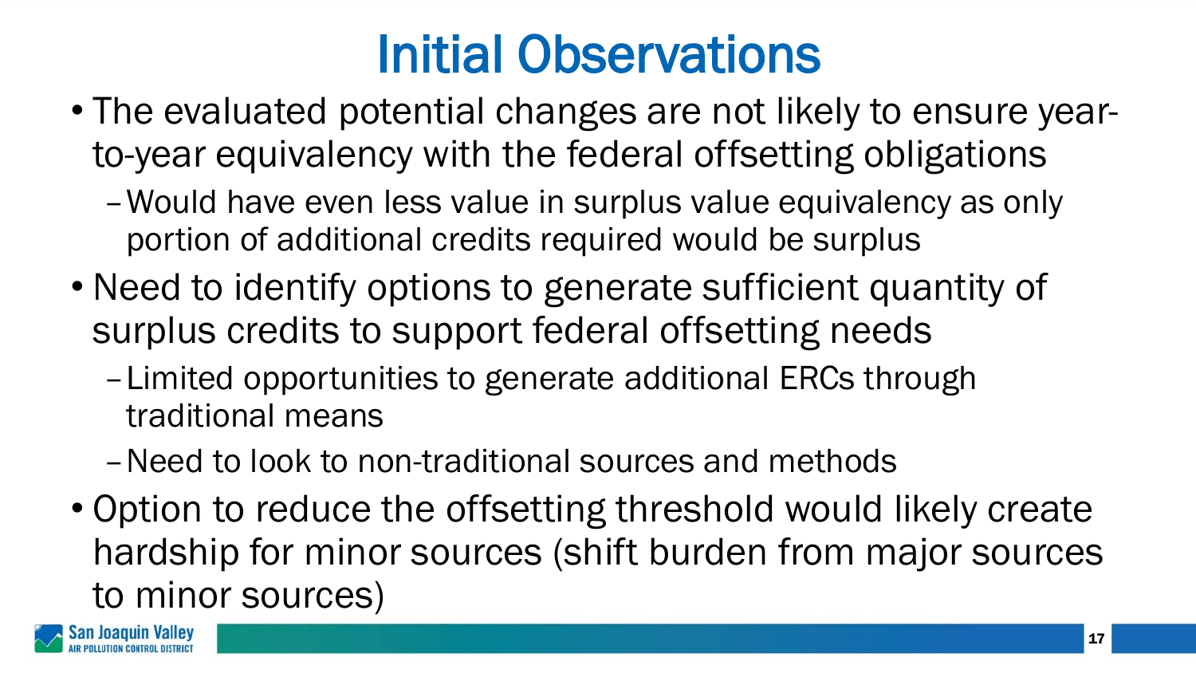# Initial Observations

- The evaluated potential changes are not likely to ensure year-to-year equivalency with the federal offsetting obligations
  - Would have even less value in surplus value equivalency as only portion of additional credits required would be surplus
- Need to identify options to generate sufficient quantity of surplus credits to support federal offsetting needs
  - Limited opportunities to generate additional ERCs through traditional means
  - Need to look to non-traditional sources and methods
- Option to reduce the offsetting threshold would likely create hardship for minor sources (shift burden from major sources to minor sources)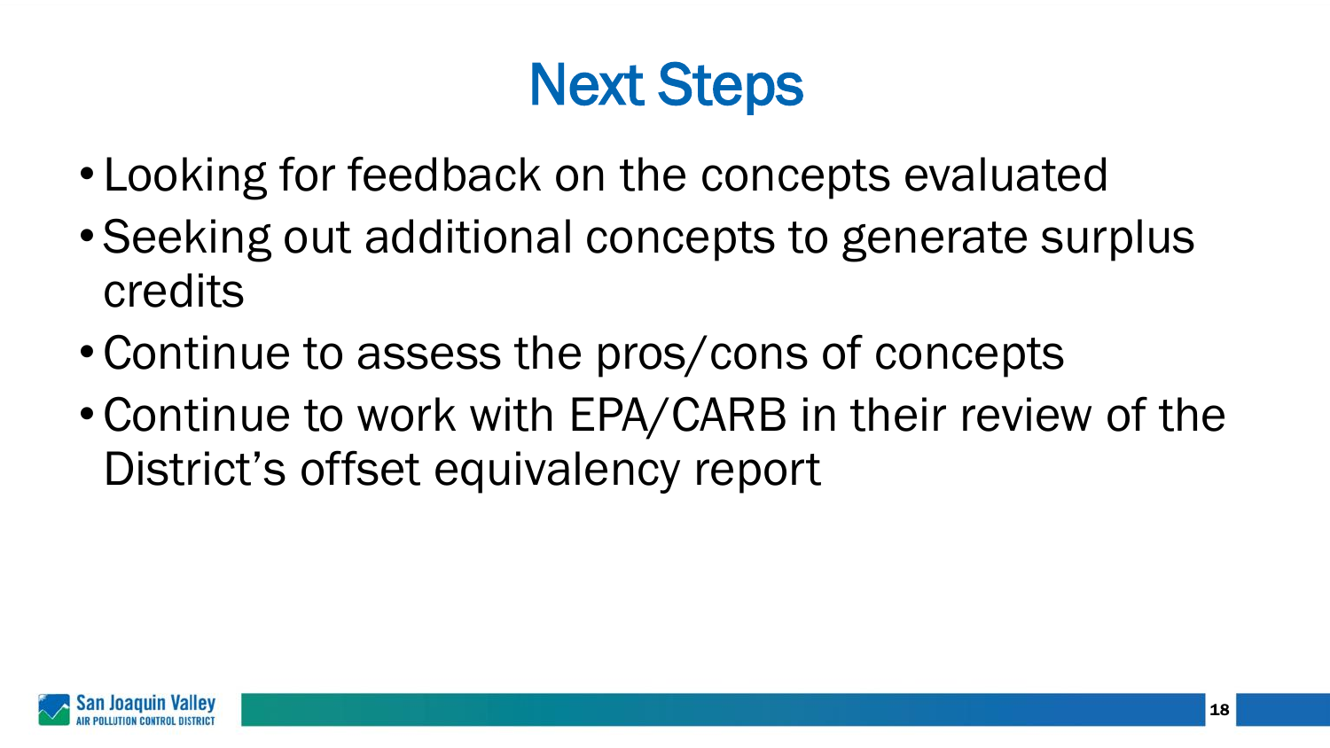# Next Steps

- Looking for feedback on the concepts evaluated
- Seeking out additional concepts to generate surplus credits
- Continue to assess the pros/cons of concepts
- Continue to work with EPA/CARB in their review of the District's offset equivalency report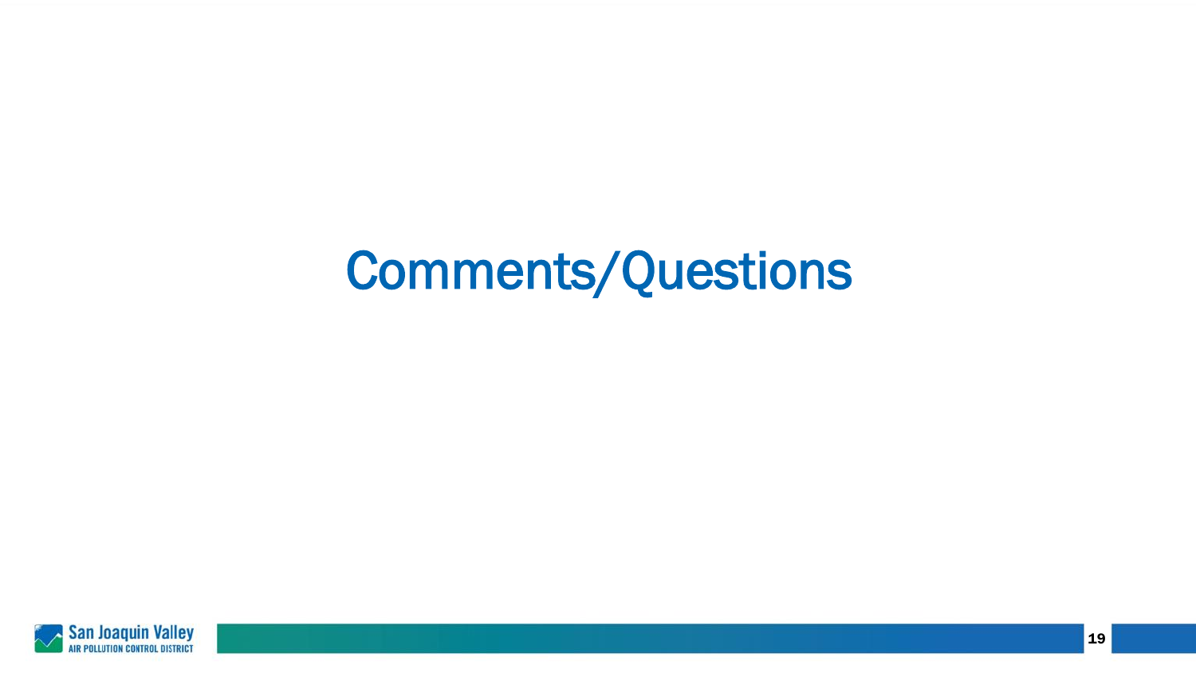# Comments/Questions